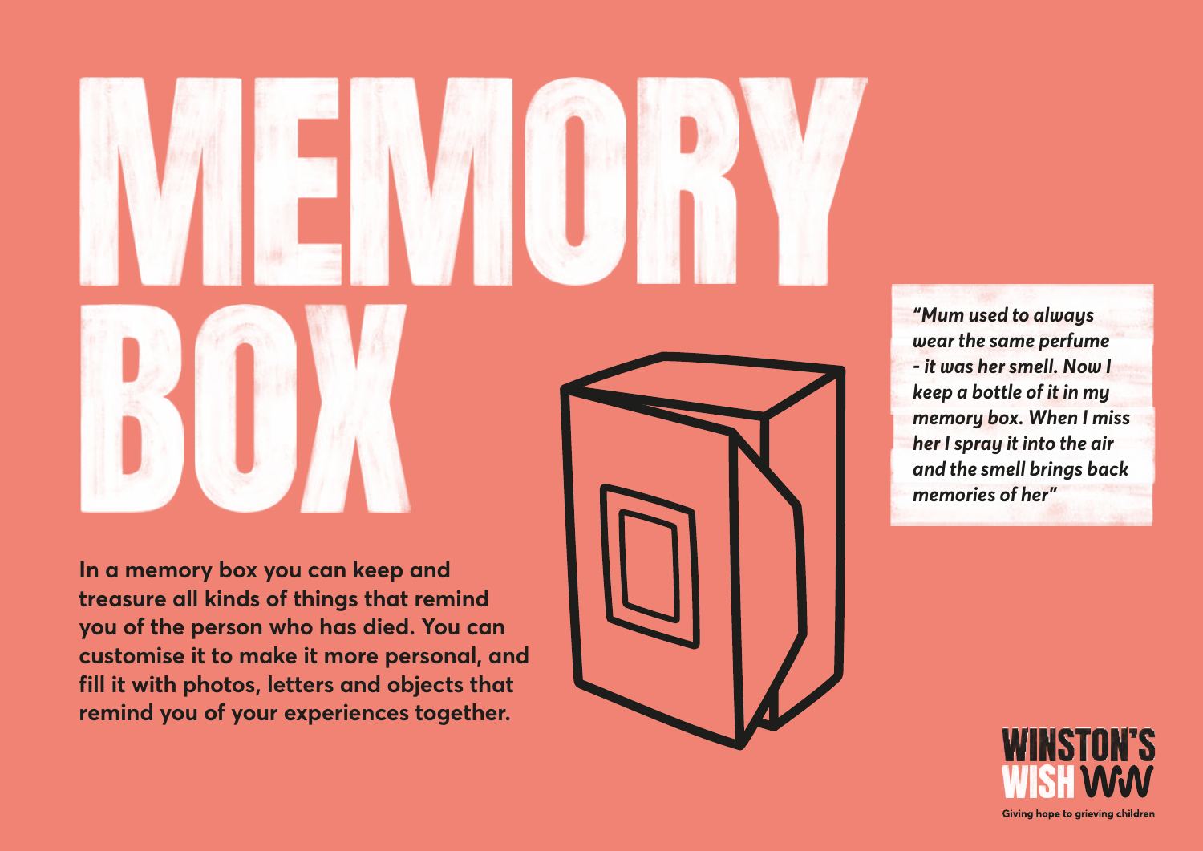# MEMORY BOX

*"Mum used to always wear the same perfume - it was her smell. Now I keep a bottle of it in my memory box. When I miss her I spray it into the air and the smell brings back memories of her"*

**In a memory box you can keep and treasure all kinds of things that remind you of the person who has died. You can customise it to make it more personal, and fill it with photos, letters and objects that remind you of your experiences together.**

WINSTON'S WISH

Giving hope to grieving children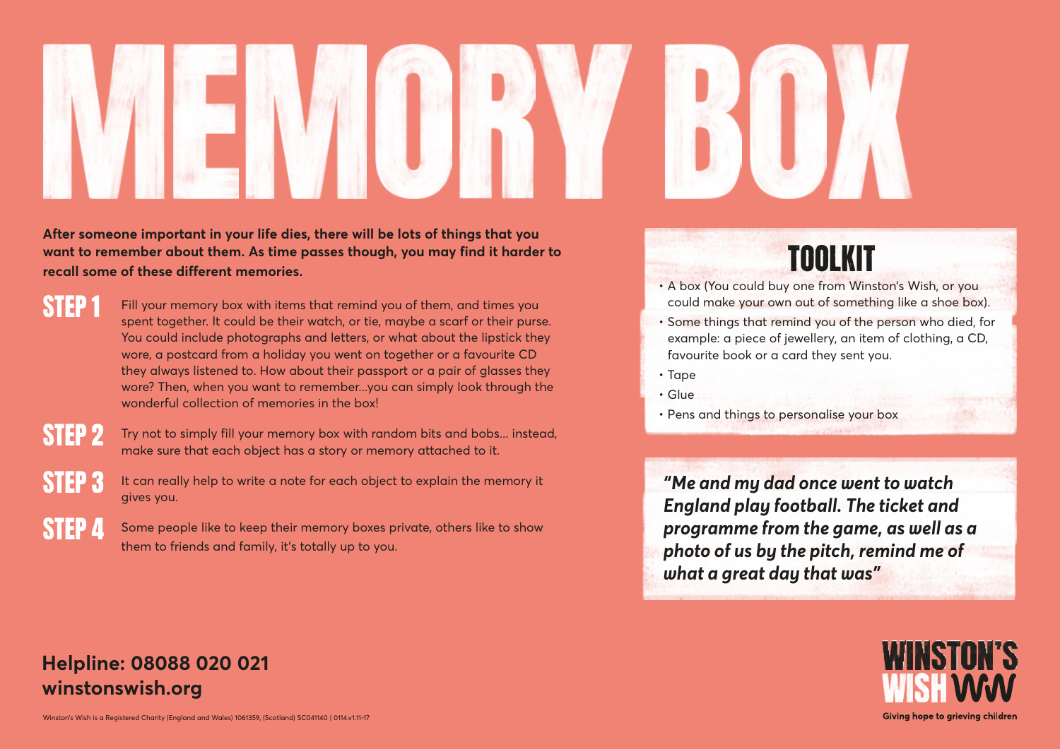# MEMORY BOX

**After someone important in your life dies, there will be lots of things that you want to remember about them. As time passes though, you may find it harder to recall some of these different memories.**

**STEP 1** Fill your memory box with items that remind you of them, and times you spent together. It could be their watch, or tie, maybe a scarf or their purse. You could include photographs and letters, or what about the lipstick they wore, a postcard from a holiday you went on together or a favourite CD they always listened to. How about their passport or a pair of glasses they wore? Then, when you want to remember...you can simply look through the wonderful collection of memories in the box!

**STEP 2** Try not to simply fill your memory box with random bits and bobs... instead, make sure that each object has a story or memory attached to it.

**STEP 3** It can really help to write a note for each object to explain the memory it gives you.

**STEP 4** Some people like to keep their memory boxes private, others like to show them to friends and family, it's totally up to you.

## TOOLKIT

- A box (You could buy one from Winston's Wish, or you could make your own out of something like a shoe box).
- Some things that remind you of the person who died, for example: a piece of jewellery, an item of clothing, a CD, favourite book or a card they sent you.
- Tape
- Glue
- Pens and things to personalise your box

***"Me and my dad once went to watch England play football. The ticket and programme from the game, as well as a photo of us by the pitch, remind me of what a great day that was"***

**Helpline: 08088 020 021**
**winstonswish.org**

WINSTON'S WISH
Giving hope to grieving children

Winston's Wish is a Registered Charity (England and Wales) 1061359, (Scotland) SC041140 | 0114.v1.11-17